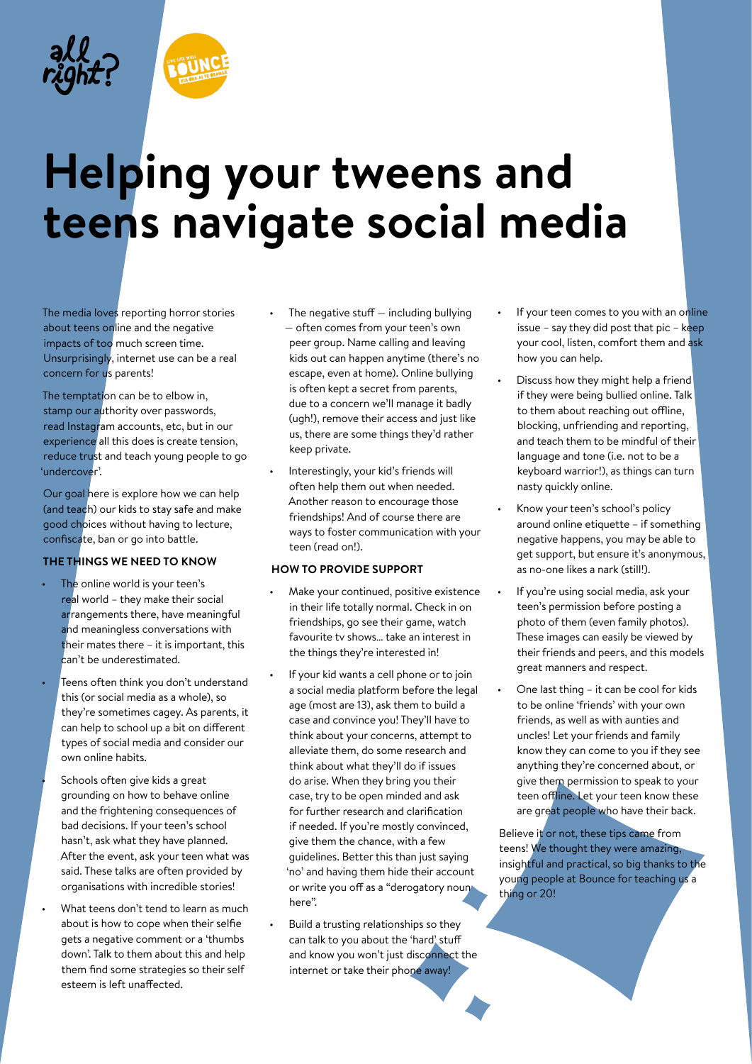# Helping your tweens and teens navigate social media

The media loves reporting horror stories about teens online and the negative impacts of too much screen time. Unsurprisingly, internet use can be a real concern for us parents!

The temptation can be to elbow in, stamp our authority over passwords, read Instagram accounts, etc, but in our experience all this does is create tension, reduce trust and teach young people to go 'undercover'.

Our goal here is explore how we can help (and teach) our kids to stay safe and make good choices without having to lecture, confiscate, ban or go into battle.

### THE THINGS WE NEED TO KNOW

- The online world is your teen's real world – they make their social arrangements there, have meaningful and meaningless conversations with their mates there – it is important, this can't be underestimated.
- Teens often think you don't understand this (or social media as a whole), so they're sometimes cagey. As parents, it can help to school up a bit on different types of social media and consider our own online habits.
- Schools often give kids a great grounding on how to behave online and the frightening consequences of bad decisions. If your teen's school hasn't, ask what they have planned. After the event, ask your teen what was said. These talks are often provided by organisations with incredible stories!
- What teens don't tend to learn as much about is how to cope when their selfie gets a negative comment or a 'thumbs down'. Talk to them about this and help them find some strategies so their self esteem is left unaffected.
- The negative stuff — including bullying — often comes from your teen's own peer group. Name calling and leaving kids out can happen anytime (there's no escape, even at home). Online bullying is often kept a secret from parents, due to a concern we'll manage it badly (ugh!), remove their access and just like us, there are some things they'd rather keep private.
- Interestingly, your kid's friends will often help them out when needed. Another reason to encourage those friendships! And of course there are ways to foster communication with your teen (read on!).

### HOW TO PROVIDE SUPPORT

- Make your continued, positive existence in their life totally normal. Check in on friendships, go see their game, watch favourite tv shows... take an interest in the things they're interested in!
- If your kid wants a cell phone or to join a social media platform before the legal age (most are 13), ask them to build a case and convince you! They'll have to think about your concerns, attempt to alleviate them, do some research and think about what they'll do if issues do arise. When they bring you their case, try to be open minded and ask for further research and clarification if needed. If you're mostly convinced, give them the chance, with a few guidelines. Better this than just saying 'no' and having them hide their account or write you off as a "derogatory noun here".
- Build a trusting relationships so they can talk to you about the 'hard' stuff and know you won't just disconnect the internet or take their phone away!
- If your teen comes to you with an online issue – say they did post that pic – keep your cool, listen, comfort them and ask how you can help.
- Discuss how they might help a friend if they were being bullied online. Talk to them about reaching out offline, blocking, unfriending and reporting, and teach them to be mindful of their language and tone (i.e. not to be a keyboard warrior!), as things can turn nasty quickly online.
- Know your teen's school's policy around online etiquette – if something negative happens, you may be able to get support, but ensure it's anonymous, as no-one likes a nark (still!).
- If you're using social media, ask your teen's permission before posting a photo of them (even family photos). These images can easily be viewed by their friends and peers, and this models great manners and respect.
- One last thing – it can be cool for kids to be online 'friends' with your own friends, as well as with aunties and uncles! Let your friends and family know they can come to you if they see anything they're concerned about, or give them permission to speak to your teen offline. Let your teen know these are great people who have their back.

Believe it or not, these tips came from teens! We thought they were amazing, insightful and practical, so big thanks to the young people at Bounce for teaching us a thing or 20!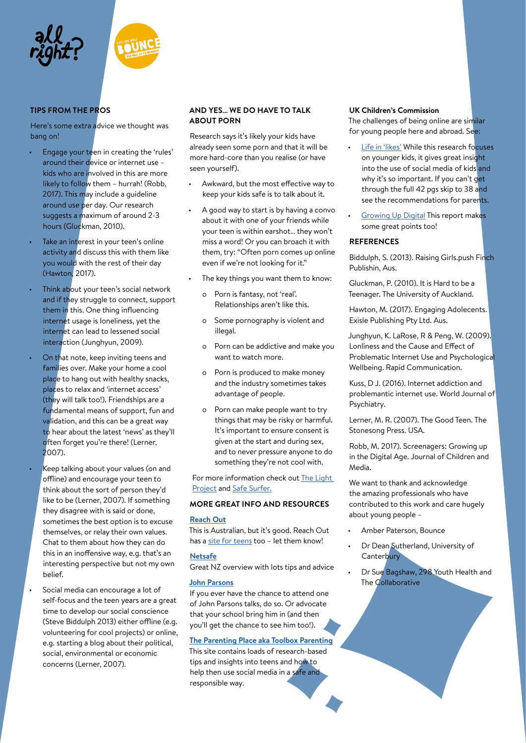## TIPS FROM THE PROS

Here's some extra advice we thought was bang on!

- Engage your teen in creating the 'rules' around their device or internet use – kids who are involved in this are more likely to follow them – hurrah! (Robb, 2017). This may include a guideline around use per day. Our research suggests a maximum of around 2-3 hours (Gluckman, 2010).
- Take an interest in your teen's online activity and discuss this with them like you would with the rest of their day (Hawton, 2017).
- Think about your teen's social network and if they struggle to connect, support them in this. One thing influencing internet usage is loneliness, yet the internet can lead to lessened social interaction (Junghyun, 2009).
- On that note, keep inviting teens and families over. Make your home a cool place to hang out with healthy snacks, places to relax and 'internet access' (they will talk too!). Friendships are a fundamental means of support, fun and validation, and this can be a great way to hear about the latest 'news' as they'll often forget you're there! (Lerner, 2007).
- Keep talking about your values (on and offline) and encourage your teen to think about the sort of person they'd like to be (Lerner, 2007). If something they disagree with is said or done, sometimes the best option is to excuse themselves, or relay their own values. Chat to them about how they can do this in an inoffensive way, e.g. that's an interesting perspective but not my own belief.
- Social media can encourage a lot of self-focus and the teen years are a great time to develop our social conscience (Steve Biddulph 2013) either offline (e.g. volunteering for cool projects) or online, e.g. starting a blog about their political, social, environmental or economic concerns (Lerner, 2007).

## AND YES... WE DO HAVE TO TALK ABOUT PORN

Research says it's likely your kids have already seen some porn and that it will be more hard-core than you realise (or have seen yourself).

- Awkward, but the most effective way to keep your kids safe is to talk about it.
- A good way to start is by having a convo about it with one of your friends while your teen is within earshot... they won't miss a word! Or you can broach it with them, try: "Often porn comes up online even if we're not looking for it."
- The key things you want them to know:
  - Porn is fantasy, not 'real'. Relationships aren't like this.
  - Some pornography is violent and illegal.
  - Porn can be addictive and make you want to watch more.
  - Porn is produced to make money and the industry sometimes takes advantage of people.
  - Porn can make people want to try things that may be risky or harmful. It's important to ensure consent is given at the start and during sex, and to never pressure anyone to do something they're not cool with.

For more information check out The Light Project and Safe Surfer.

## MORE GREAT INFO AND RESOURCES

**Reach Out**
This is Australian, but it's good. Reach Out has a site for teens too – let them know!

**Netsafe**
Great NZ overview with lots tips and advice

**John Parsons**
If you ever have the chance to attend one of John Parsons talks, do so. Or advocate that your school bring him in (and then you'll get the chance to see him too!).

**The Parenting Place aka Toolbox Parenting**
This site contains loads of research-based tips and insights into teens and how to help then use social media in a safe and responsible way.

**UK Children's Commission**
The challenges of being online are similar for young people here and abroad. See:

- Life in 'likes' While this research focuses on younger kids, it gives great insight into the use of social media of kids and why it's so important. If you can't get through the full 42 pgs skip to 38 and see the recommendations for parents.
- Growing Up Digital This report makes some great points too!

## REFERENCES

Biddulph, S. (2013). Raising Girls.push Finch Publishin, Aus.

Gluckman, P. (2010). It is Hard to be a Teenager. The University of Auckland.

Hawton, M. (2017). Engaging Adolecents. Exisle Publishing Pty Ltd. Aus.

Junghyun, K. LaRose, R & Peng, W. (2009). Lonliness and the Cause and Effect of Problematic Internet Use and Psychological Wellbeing. Rapid Communication.

Kuss, D J. (2016). Internet addiction and problemantic internet use. World Journal of Psychiatry.

Lerner, M. R. (2007). The Good Teen. The Stonesong Press. USA.

Robb, M. 2017). Screenagers: Growing up in the Digital Age. Journal of Children and Media.

We want to thank and acknowledge the amazing professionals who have contributed to this work and care hugely about young people –

- Amber Paterson, Bounce
- Dr Dean Sutherland, University of Canterbury
- Dr Sue Bagshaw, 298 Youth Health and The Collaborative